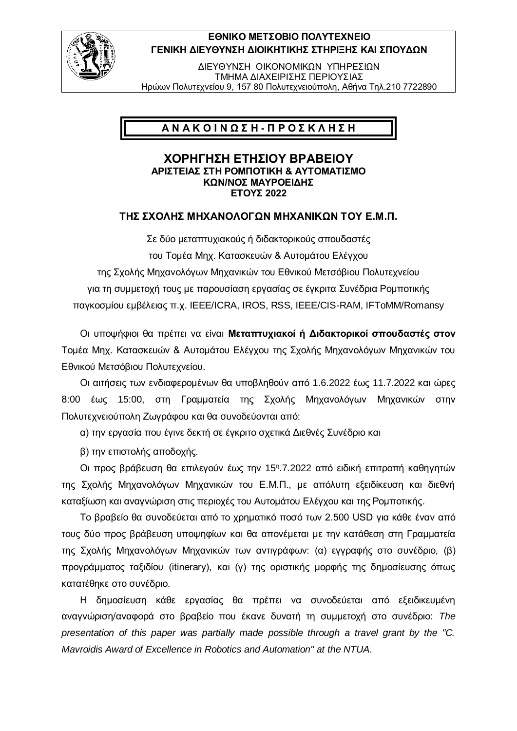**ΕΘΝΙΚΟ ΜΕΤΣΟΒΙΟ ΠΟΛΥΤΕΧΝΕΙΟ**
**ΓΕΝΙΚΗ ΔΙΕΥΘΥΝΣΗ ΔΙΟΙΚΗΤΙΚΗΣ ΣΤΗΡΙΞΗΣ ΚΑΙ ΣΠΟΥΔΩΝ**

ΔΙΕΥΘΥΝΣΗ ΟΙΚΟΝΟΜΙΚΩΝ ΥΠΗΡΕΣΙΩΝ
ΤΜΗΜΑ ΔΙΑΧΕΙΡΙΣΗΣ ΠΕΡΙΟΥΣΙΑΣ
Ηρώων Πολυτεχνείου 9, 157 80 Πολυτεχνειούπολη, Αθήνα Τηλ.210 7722890

# Α Ν Α Κ Ο Ι Ν Ω Σ Η - Π Ρ Ο Σ Κ Λ Η Σ Η

## ΧΟΡΗΓΗΣΗ ΕΤΗΣΙΟΥ ΒΡΑΒΕΙΟΥ
**ΑΡΙΣΤΕΙΑΣ ΣΤΗ ΡΟΜΠΟΤΙΚΗ & ΑΥΤΟΜΑΤΙΣΜΟ**
**ΚΩΝ/ΝΟΣ ΜΑΥΡΟΕΙΔΗΣ**
**ΕΤΟΥΣ 2022**

### ΤΗΣ ΣΧΟΛΗΣ ΜΗΧΑΝΟΛΟΓΩΝ ΜΗΧΑΝΙΚΩΝ ΤΟΥ Ε.Μ.Π.

Σε δύο μεταπτυχιακούς ή διδακτορικούς σπουδαστές
του Τομέα Μηχ. Κατασκευών & Αυτομάτου Ελέγχου
της Σχολής Μηχανολόγων Μηχανικών του Εθνικού Μετσόβιου Πολυτεχνείου
για τη συμμετοχή τους με παρουσίαση εργασίας σε έγκριτα Συνέδρια Ρομποτικής
παγκοσμίου εμβέλειας π.χ. IEEE/ICRA, IROS, RSS, IEEE/CIS-RAM, IFToMM/Romansy

Οι υποψήφιοι θα πρέπει να είναι **Μεταπτυχιακοί ή Διδακτορικοί σπουδαστές στον** Τομέα Μηχ. Κατασκευών & Αυτομάτου Ελέγχου της Σχολής Μηχανολόγων Μηχανικών του Εθνικού Μετσόβιου Πολυτεχνείου.

Οι αιτήσεις των ενδιαφερομένων θα υποβληθούν από 1.6.2022 έως 11.7.2022 και ώρες 8:00 έως 15:00, στη Γραμματεία της Σχολής Μηχανολόγων Μηχανικών στην Πολυτεχνειούπολη Ζωγράφου και θα συνοδεύονται από:

α) την εργασία που έγινε δεκτή σε έγκριτο σχετικά Διεθνές Συνέδριο και

β) την επιστολής αποδοχής.

Οι προς βράβευση θα επιλεγούν έως την 15η.7.2022 από ειδική επιτροπή καθηγητών της Σχολής Μηχανολόγων Μηχανικών του Ε.Μ.Π., με απόλυτη εξειδίκευση και διεθνή καταξίωση και αναγνώριση στις περιοχές του Αυτομάτου Ελέγχου και της Ρομποτικής.

Το βραβείο θα συνοδεύεται από το χρηματικό ποσό των 2.500 USD για κάθε έναν από τους δύο προς βράβευση υποψηφίων και θα απονέμεται με την κατάθεση στη Γραμματεία της Σχολής Μηχανολόγων Μηχανικών των αντιγράφων: (α) εγγραφής στο συνέδριο, (β) προγράμματος ταξιδίου (itinerary), και (γ) της οριστικής μορφής της δημοσίευσης όπως κατατέθηκε στο συνέδριο.

Η δημοσίευση κάθε εργασίας θα πρέπει να συνοδεύεται από εξειδικευμένη αναγνώριση/αναφορά στο βραβείο που έκανε δυνατή τη συμμετοχή στο συνέδριο: *The presentation of this paper was partially made possible through a travel grant by the "C. Mavroidis Award of Excellence in Robotics and Automation" at the NTUA*.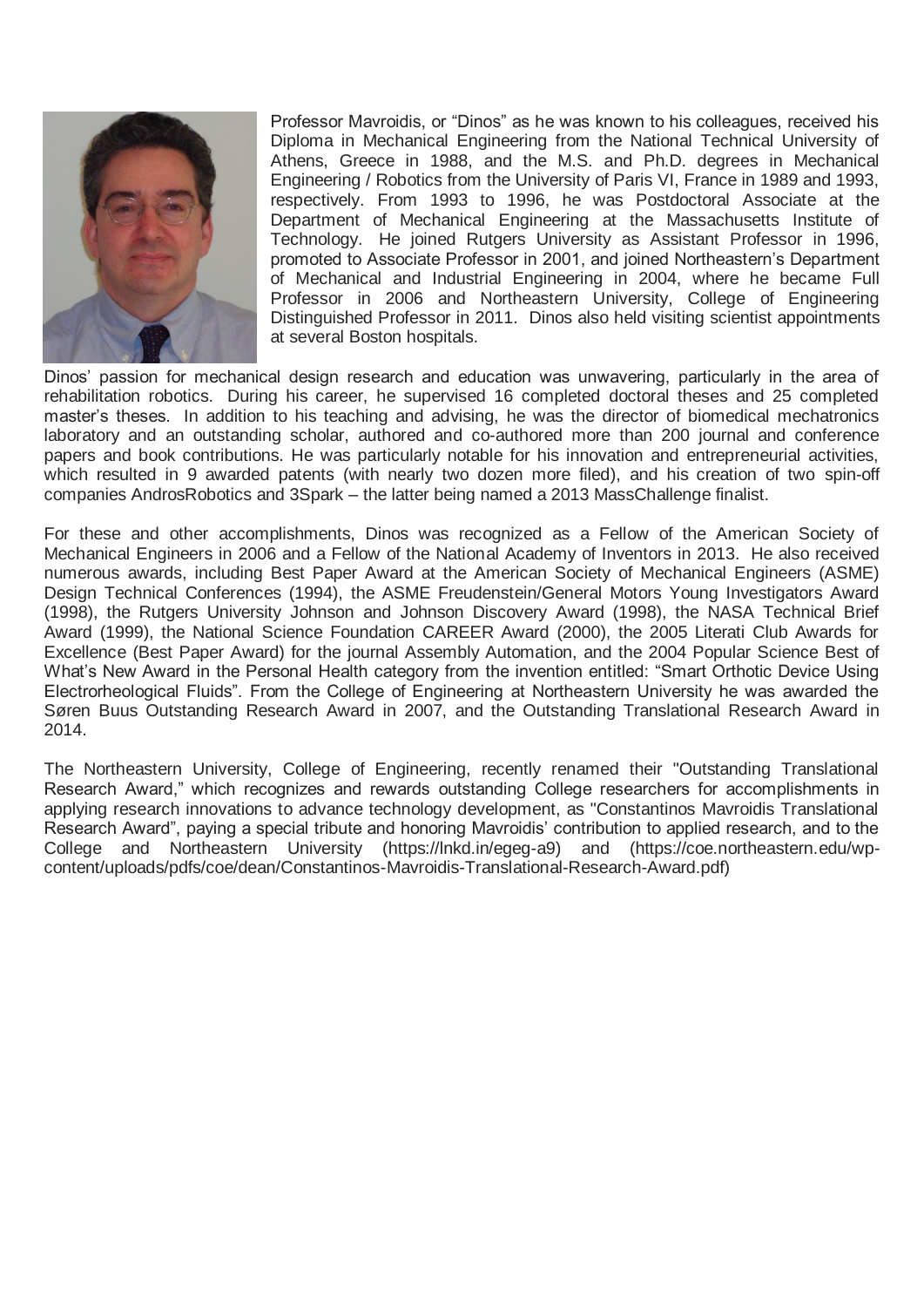Professor Mavroidis, or "Dinos" as he was known to his colleagues, received his Diploma in Mechanical Engineering from the National Technical University of Athens, Greece in 1988, and the M.S. and Ph.D. degrees in Mechanical Engineering / Robotics from the University of Paris VI, France in 1989 and 1993, respectively. From 1993 to 1996, he was Postdoctoral Associate at the Department of Mechanical Engineering at the Massachusetts Institute of Technology. He joined Rutgers University as Assistant Professor in 1996, promoted to Associate Professor in 2001, and joined Northeastern's Department of Mechanical and Industrial Engineering in 2004, where he became Full Professor in 2006 and Northeastern University, College of Engineering Distinguished Professor in 2011. Dinos also held visiting scientist appointments at several Boston hospitals.

Dinos' passion for mechanical design research and education was unwavering, particularly in the area of rehabilitation robotics. During his career, he supervised 16 completed doctoral theses and 25 completed master's theses. In addition to his teaching and advising, he was the director of biomedical mechatronics laboratory and an outstanding scholar, authored and co-authored more than 200 journal and conference papers and book contributions. He was particularly notable for his innovation and entrepreneurial activities, which resulted in 9 awarded patents (with nearly two dozen more filed), and his creation of two spin-off companies AndrosRobotics and 3Spark – the latter being named a 2013 MassChallenge finalist.

For these and other accomplishments, Dinos was recognized as a Fellow of the American Society of Mechanical Engineers in 2006 and a Fellow of the National Academy of Inventors in 2013. He also received numerous awards, including Best Paper Award at the American Society of Mechanical Engineers (ASME) Design Technical Conferences (1994), the ASME Freudenstein/General Motors Young Investigators Award (1998), the Rutgers University Johnson and Johnson Discovery Award (1998), the NASA Technical Brief Award (1999), the National Science Foundation CAREER Award (2000), the 2005 Literati Club Awards for Excellence (Best Paper Award) for the journal Assembly Automation, and the 2004 Popular Science Best of What's New Award in the Personal Health category from the invention entitled: "Smart Orthotic Device Using Electrorheological Fluids". From the College of Engineering at Northeastern University he was awarded the Søren Buus Outstanding Research Award in 2007, and the Outstanding Translational Research Award in 2014.

The Northeastern University, College of Engineering, recently renamed their "Outstanding Translational Research Award," which recognizes and rewards outstanding College researchers for accomplishments in applying research innovations to advance technology development, as "Constantinos Mavroidis Translational Research Award", paying a special tribute and honoring Mavroidis' contribution to applied research, and to the College and Northeastern University (https://lnkd.in/egeg-a9) and (https://coe.northeastern.edu/wp-content/uploads/pdfs/coe/dean/Constantinos-Mavroidis-Translational-Research-Award.pdf)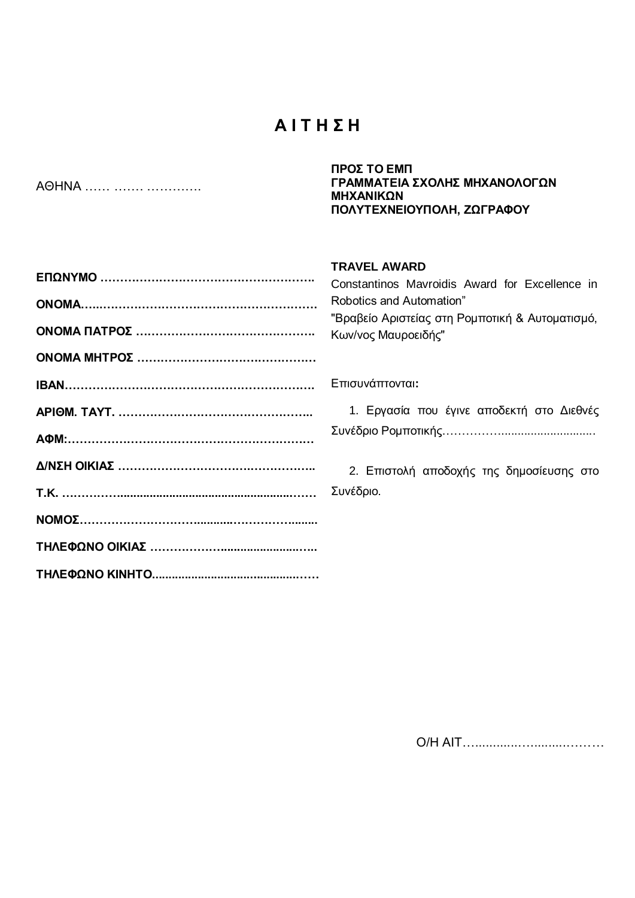# Α Ι Τ Η Σ Η

ΑΘΗΝΑ …… ……. ………….

**ΠΡΟΣ ΤΟ ΕΜΠ**
**ΓΡΑΜΜΑΤΕΙΑ ΣΧΟΛΗΣ ΜΗΧΑΝΟΛΟΓΩΝ ΜΗΧΑΝΙΚΩΝ**
**ΠΟΛΥΤΕΧΝΕΙΟΥΠΟΛΗ, ΖΩΓΡΑΦΟΥ**

**ΕΠΩΝΥΜΟ ………………………………………………..**

**ΟΝΟΜΑ….…………………………………………………**

**ΟΝΟΜΑ ΠΑΤΡΟΣ ………………………………………..**

**ΟΝΟΜΑ ΜΗΤΡΟΣ ………………………………………**

**IBAN……………………………………………………….**

**ΑΡΙΘΜ. ΤΑΥΤ. …………………………………………..**

**ΑΦΜ:……………………………………………………**

**Δ/ΝΣΗ ΟΙΚΙΑΣ …………………………………………..**

**Τ.Κ. ……………..........................................................……**

**ΝΟΜΟΣ…………………………..........……………........**

**ΤΗΛΕΦΩΝΟ ΟΙΚΙΑΣ ……………….........................…..**

**ΤΗΛΕΦΩΝΟ ΚΙΝΗΤΟ...............................................……**

**TRAVEL AWARD**
Constantinos Mavroidis Award for Excellence in Robotics and Automation”
"Βραβείο Αριστείας στη Ρομποτική & Αυτοματισμό, Κων/νος Μαυροειδής"

Επισυνάπτονται**:**

1. Εργασία που έγινε αποδεκτή στο Διεθνές Συνέδριο Ρομποτικής……………...........................
2. Επιστολή αποδοχής της δημοσίευσης στο Συνέδριο.

Ο/Η ΑΙΤ…..........…........………